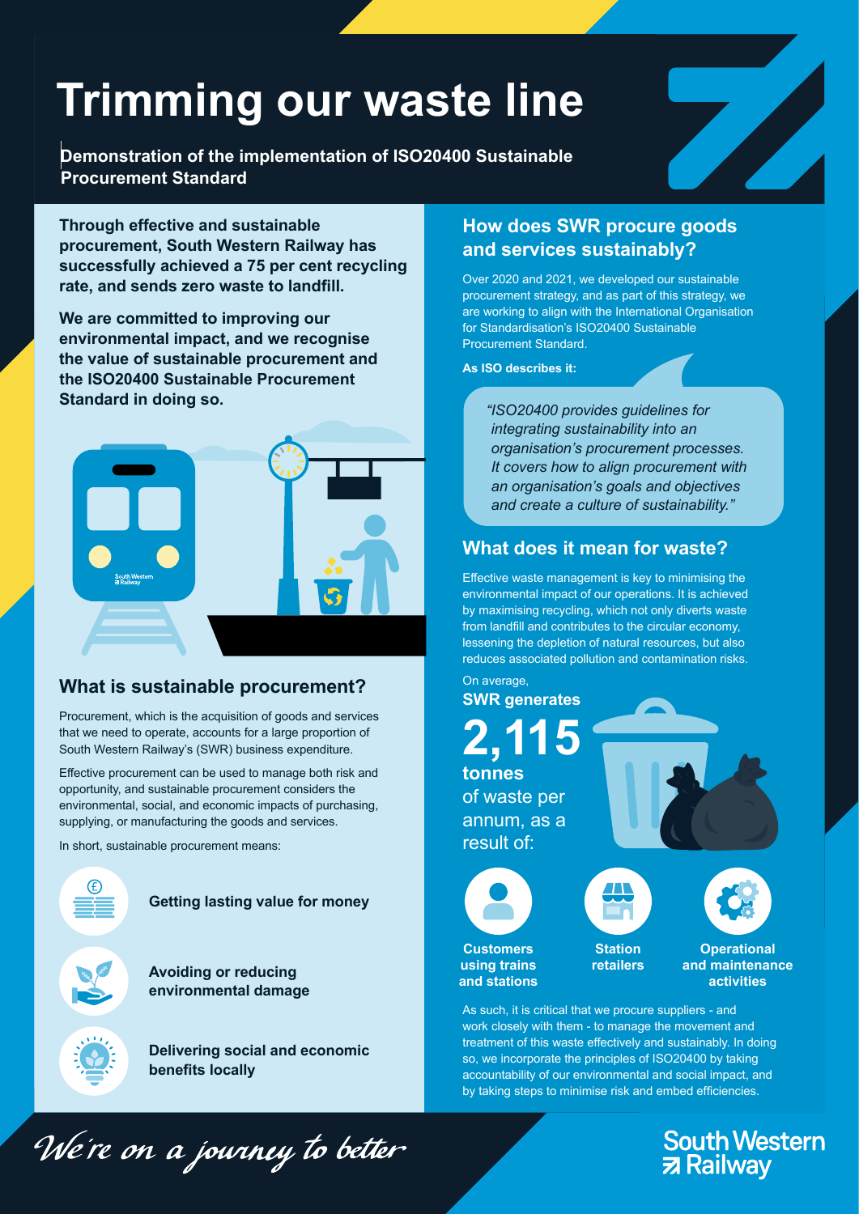# Trimming our waste line

**Demonstration of the implementation of ISO20400 Sustainable Procurement Standard**

**Through effective and sustainable procurement, South Western Railway has successfully achieved a 75 per cent recycling rate, and sends zero waste to landfill.**

**We are committed to improving our environmental impact, and we recognise the value of sustainable procurement and the ISO20400 Sustainable Procurement Standard in doing so.**

## What is sustainable procurement?

Procurement, which is the acquisition of goods and services that we need to operate, accounts for a large proportion of South Western Railway's (SWR) business expenditure.

Effective procurement can be used to manage both risk and opportunity, and sustainable procurement considers the environmental, social, and economic impacts of purchasing, supplying, or manufacturing the goods and services.

In short, sustainable procurement means:

- **Getting lasting value for money**
- **Avoiding or reducing environmental damage**
- **Delivering social and economic benefits locally**

## How does SWR procure goods and services sustainably?

Over 2020 and 2021, we developed our sustainable procurement strategy, and as part of this strategy, we are working to align with the International Organisation for Standardisation's ISO20400 Sustainable Procurement Standard.

**As ISO describes it:**

*"ISO20400 provides guidelines for integrating sustainability into an organisation's procurement processes. It covers how to align procurement with an organisation's goals and objectives and create a culture of sustainability."*

## What does it mean for waste?

Effective waste management is key to minimising the environmental impact of our operations. It is achieved by maximising recycling, which not only diverts waste from landfill and contributes to the circular economy, lessening the depletion of natural resources, but also reduces associated pollution and contamination risks.

On average,
**SWR generates**
**2,115**
**tonnes**
of waste per annum, as a result of:

- **Customers using trains and stations**
- **Station retailers**
- **Operational and maintenance activities**

As such, it is critical that we procure suppliers - and work closely with them - to manage the movement and treatment of this waste effectively and sustainably. In doing so, we incorporate the principles of ISO20400 by taking accountability of our environmental and social impact, and by taking steps to minimise risk and embed efficiencies.

*We're on a journey to better*

South Western Railway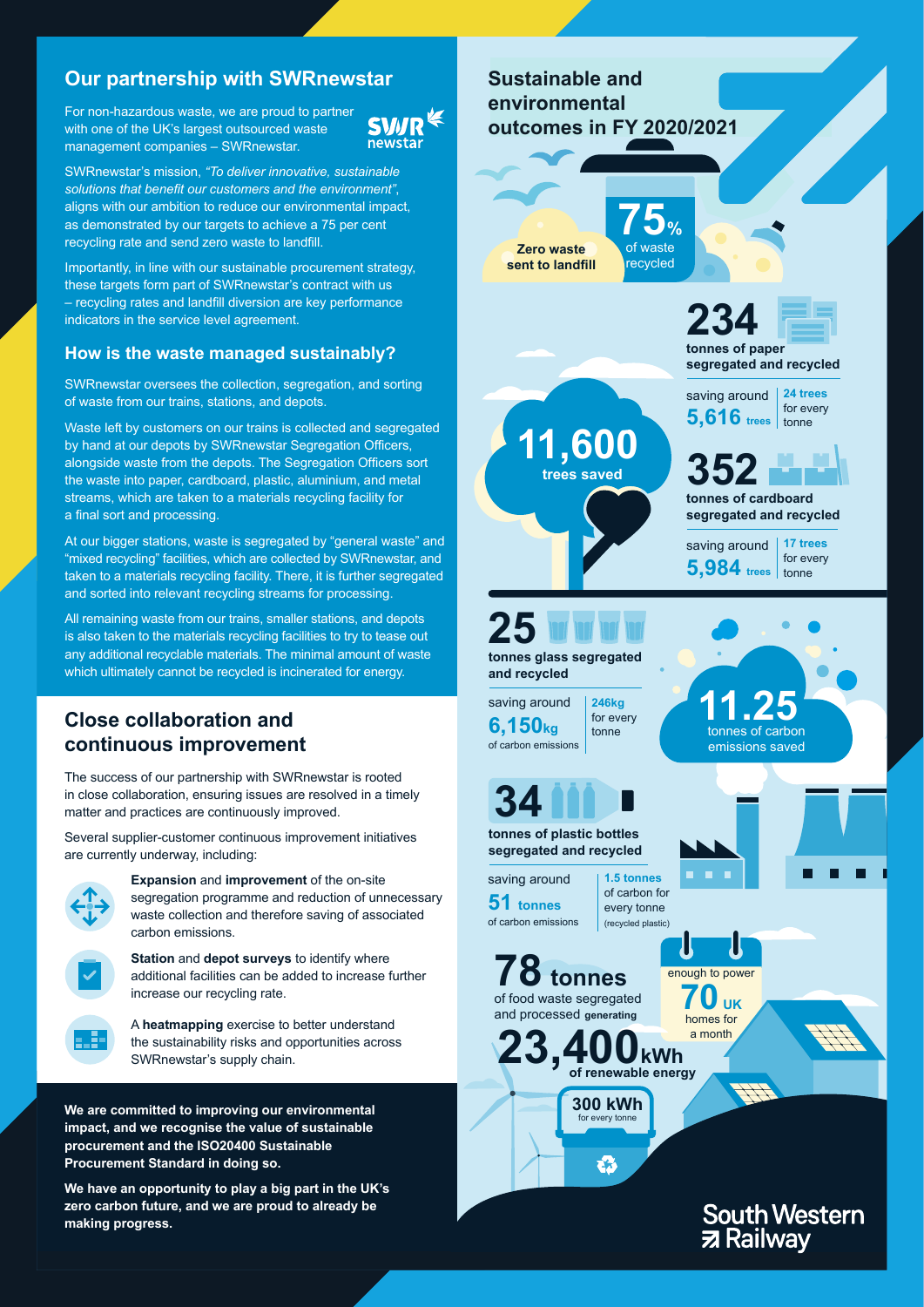## Our partnership with SWRnewstar

For non-hazardous waste, we are proud to partner with one of the UK's largest outsourced waste management companies – SWRnewstar.

SWRnewstar's mission, *"To deliver innovative, sustainable solutions that benefit our customers and the environment"*, aligns with our ambition to reduce our environmental impact, as demonstrated by our targets to achieve a 75 per cent recycling rate and send zero waste to landfill.

Importantly, in line with our sustainable procurement strategy, these targets form part of SWRnewstar's contract with us – recycling rates and landfill diversion are key performance indicators in the service level agreement.

## How is the waste managed sustainably?

SWRnewstar oversees the collection, segregation, and sorting of waste from our trains, stations, and depots.

Waste left by customers on our trains is collected and segregated by hand at our depots by SWRnewstar Segregation Officers, alongside waste from the depots. The Segregation Officers sort the waste into paper, cardboard, plastic, aluminium, and metal streams, which are taken to a materials recycling facility for a final sort and processing.

At our bigger stations, waste is segregated by "general waste" and "mixed recycling" facilities, which are collected by SWRnewstar, and taken to a materials recycling facility. There, it is further segregated and sorted into relevant recycling streams for processing.

All remaining waste from our trains, smaller stations, and depots is also taken to the materials recycling facilities to try to tease out any additional recyclable materials. The minimal amount of waste which ultimately cannot be recycled is incinerated for energy.

## Close collaboration and continuous improvement

The success of our partnership with SWRnewstar is rooted in close collaboration, ensuring issues are resolved in a timely matter and practices are continuously improved.

Several supplier-customer continuous improvement initiatives are currently underway, including:

- **Expansion** and **improvement** of the on-site segregation programme and reduction of unnecessary waste collection and therefore saving of associated carbon emissions.
- **Station** and **depot surveys** to identify where additional facilities can be added to increase further increase our recycling rate.
- A **heatmapping** exercise to better understand the sustainability risks and opportunities across SWRnewstar's supply chain.

**We are committed to improving our environmental impact, and we recognise the value of sustainable procurement and the ISO20400 Sustainable Procurement Standard in doing so.**

**We have an opportunity to play a big part in the UK's zero carbon future, and we are proud to already be making progress.**

## Sustainable and environmental outcomes in FY 2020/2021

**Zero waste sent to landfill**

**75%** of waste recycled

**11,600** trees saved

**234** tonnes of paper segregated and recycled
saving around **5,616** trees | **24 trees** for every tonne

**352** tonnes of cardboard segregated and recycled
saving around **5,984** trees | **17 trees** for every tonne

**25** tonnes glass segregated and recycled
saving around **6,150kg** of carbon emissions | **246kg** for every tonne

**11.25** tonnes of carbon emissions saved

**34** tonnes of plastic bottles segregated and recycled
saving around **51 tonnes** of carbon emissions | **1.5 tonnes** of carbon for every tonne (recycled plastic)

**78 tonnes** of food waste segregated and processed generating **23,400kWh** of renewable energy

**300 kWh** for every tonne

enough to power **70** UK homes for a month

South Western Railway